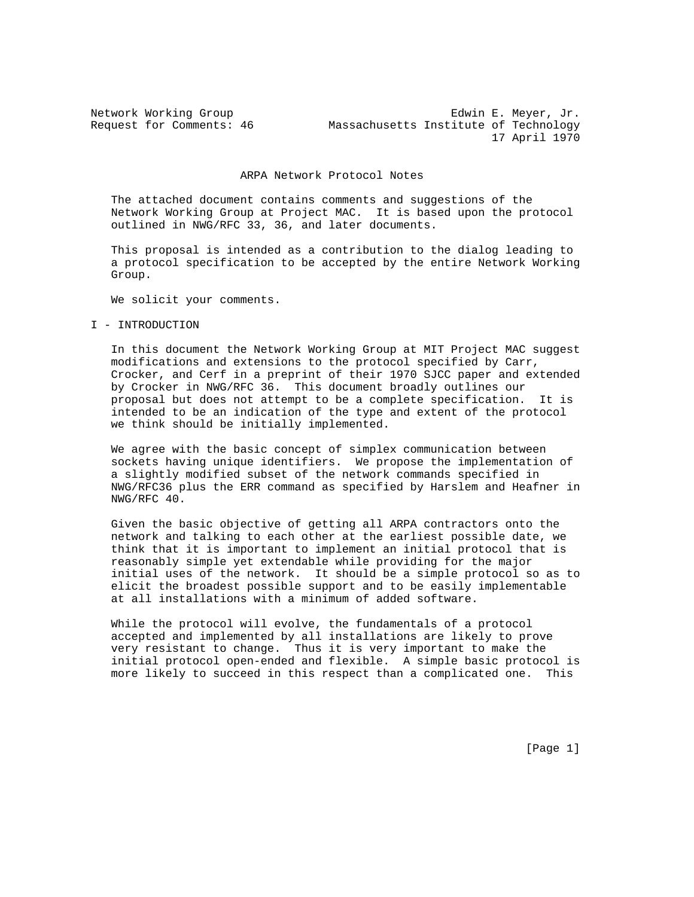Network Working Group                                     Edwin E. Meyer, Jr.
Request for Comments: 46          Massachusetts Institute of Technology
                                                                17 April 1970

# ARPA Network Protocol Notes

The attached document contains comments and suggestions of the Network Working Group at Project MAC. It is based upon the protocol outlined in NWG/RFC 33, 36, and later documents.

This proposal is intended as a contribution to the dialog leading to a protocol specification to be accepted by the entire Network Working Group.

We solicit your comments.

## I - INTRODUCTION

In this document the Network Working Group at MIT Project MAC suggest modifications and extensions to the protocol specified by Carr, Crocker, and Cerf in a preprint of their 1970 SJCC paper and extended by Crocker in NWG/RFC 36. This document broadly outlines our proposal but does not attempt to be a complete specification. It is intended to be an indication of the type and extent of the protocol we think should be initially implemented.

We agree with the basic concept of simplex communication between sockets having unique identifiers. We propose the implementation of a slightly modified subset of the network commands specified in NWG/RFC36 plus the ERR command as specified by Harslem and Heafner in NWG/RFC 40.

Given the basic objective of getting all ARPA contractors onto the network and talking to each other at the earliest possible date, we think that it is important to implement an initial protocol that is reasonably simple yet extendable while providing for the major initial uses of the network. It should be a simple protocol so as to elicit the broadest possible support and to be easily implementable at all installations with a minimum of added software.

While the protocol will evolve, the fundamentals of a protocol accepted and implemented by all installations are likely to prove very resistant to change. Thus it is very important to make the initial protocol open-ended and flexible. A simple basic protocol is more likely to succeed in this respect than a complicated one. This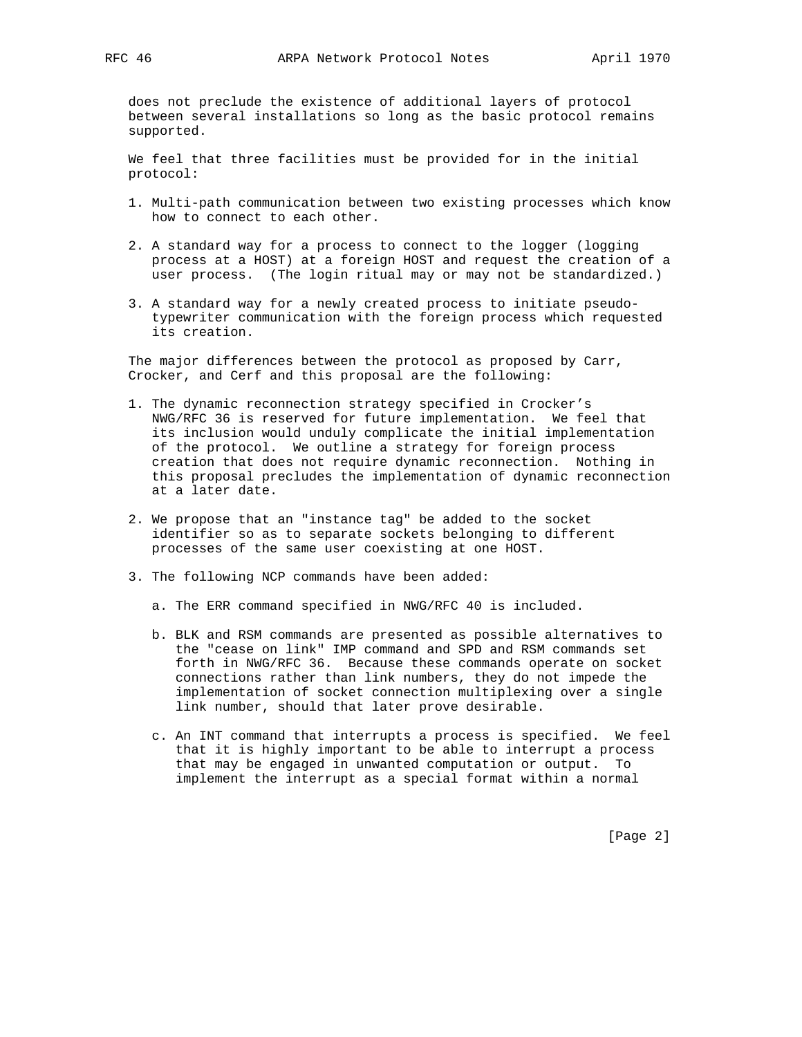does not preclude the existence of additional layers of protocol between several installations so long as the basic protocol remains supported.

We feel that three facilities must be provided for in the initial protocol:

1. Multi-path communication between two existing processes which know how to connect to each other.

2. A standard way for a process to connect to the logger (logging process at a HOST) at a foreign HOST and request the creation of a user process. (The login ritual may or may not be standardized.)

3. A standard way for a newly created process to initiate pseudo-typewriter communication with the foreign process which requested its creation.

The major differences between the protocol as proposed by Carr, Crocker, and Cerf and this proposal are the following:

1. The dynamic reconnection strategy specified in Crocker's NWG/RFC 36 is reserved for future implementation. We feel that its inclusion would unduly complicate the initial implementation of the protocol. We outline a strategy for foreign process creation that does not require dynamic reconnection. Nothing in this proposal precludes the implementation of dynamic reconnection at a later date.

2. We propose that an "instance tag" be added to the socket identifier so as to separate sockets belonging to different processes of the same user coexisting at one HOST.

3. The following NCP commands have been added:

   a. The ERR command specified in NWG/RFC 40 is included.

   b. BLK and RSM commands are presented as possible alternatives to the "cease on link" IMP command and SPD and RSM commands set forth in NWG/RFC 36. Because these commands operate on socket connections rather than link numbers, they do not impede the implementation of socket connection multiplexing over a single link number, should that later prove desirable.

   c. An INT command that interrupts a process is specified. We feel that it is highly important to be able to interrupt a process that may be engaged in unwanted computation or output. To implement the interrupt as a special format within a normal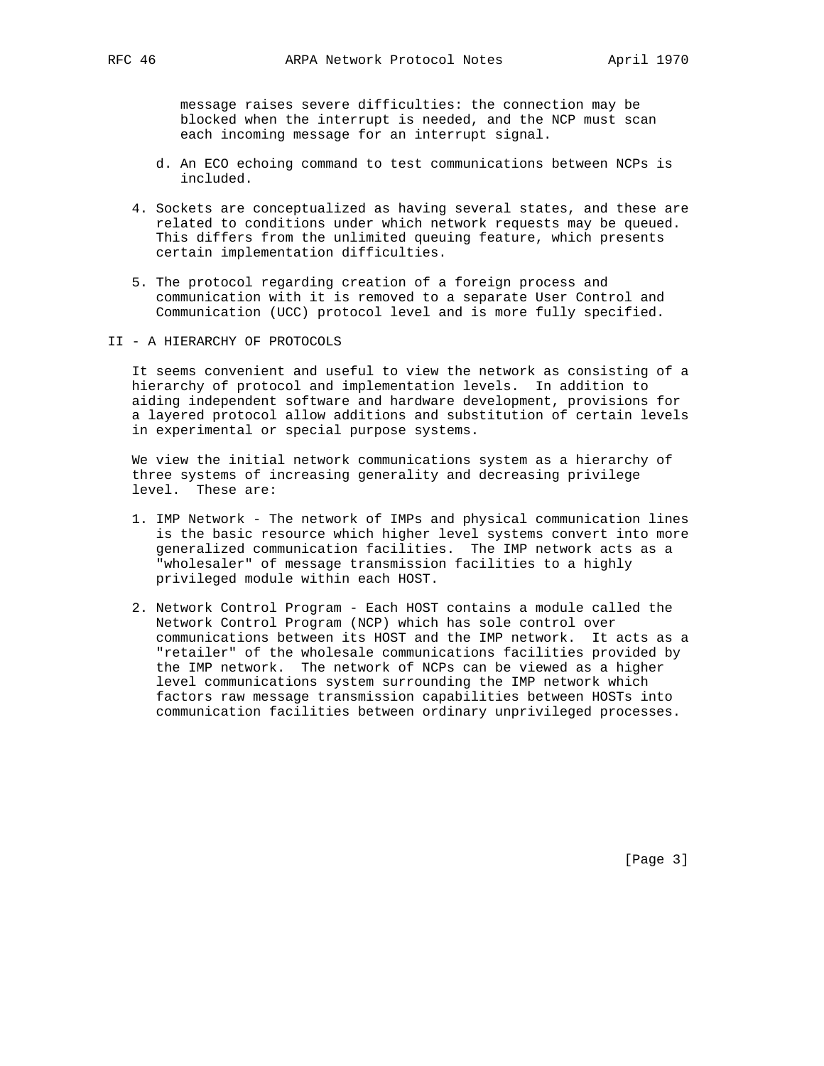message raises severe difficulties: the connection may be blocked when the interrupt is needed, and the NCP must scan each incoming message for an interrupt signal.

d. An ECO echoing command to test communications between NCPs is included.

4. Sockets are conceptualized as having several states, and these are related to conditions under which network requests may be queued. This differs from the unlimited queuing feature, which presents certain implementation difficulties.

5. The protocol regarding creation of a foreign process and communication with it is removed to a separate User Control and Communication (UCC) protocol level and is more fully specified.

## II - A HIERARCHY OF PROTOCOLS

It seems convenient and useful to view the network as consisting of a hierarchy of protocol and implementation levels. In addition to aiding independent software and hardware development, provisions for a layered protocol allow additions and substitution of certain levels in experimental or special purpose systems.

We view the initial network communications system as a hierarchy of three systems of increasing generality and decreasing privilege level. These are:

1. IMP Network - The network of IMPs and physical communication lines is the basic resource which higher level systems convert into more generalized communication facilities. The IMP network acts as a "wholesaler" of message transmission facilities to a highly privileged module within each HOST.

2. Network Control Program - Each HOST contains a module called the Network Control Program (NCP) which has sole control over communications between its HOST and the IMP network. It acts as a "retailer" of the wholesale communications facilities provided by the IMP network. The network of NCPs can be viewed as a higher level communications system surrounding the IMP network which factors raw message transmission capabilities between HOSTs into communication facilities between ordinary unprivileged processes.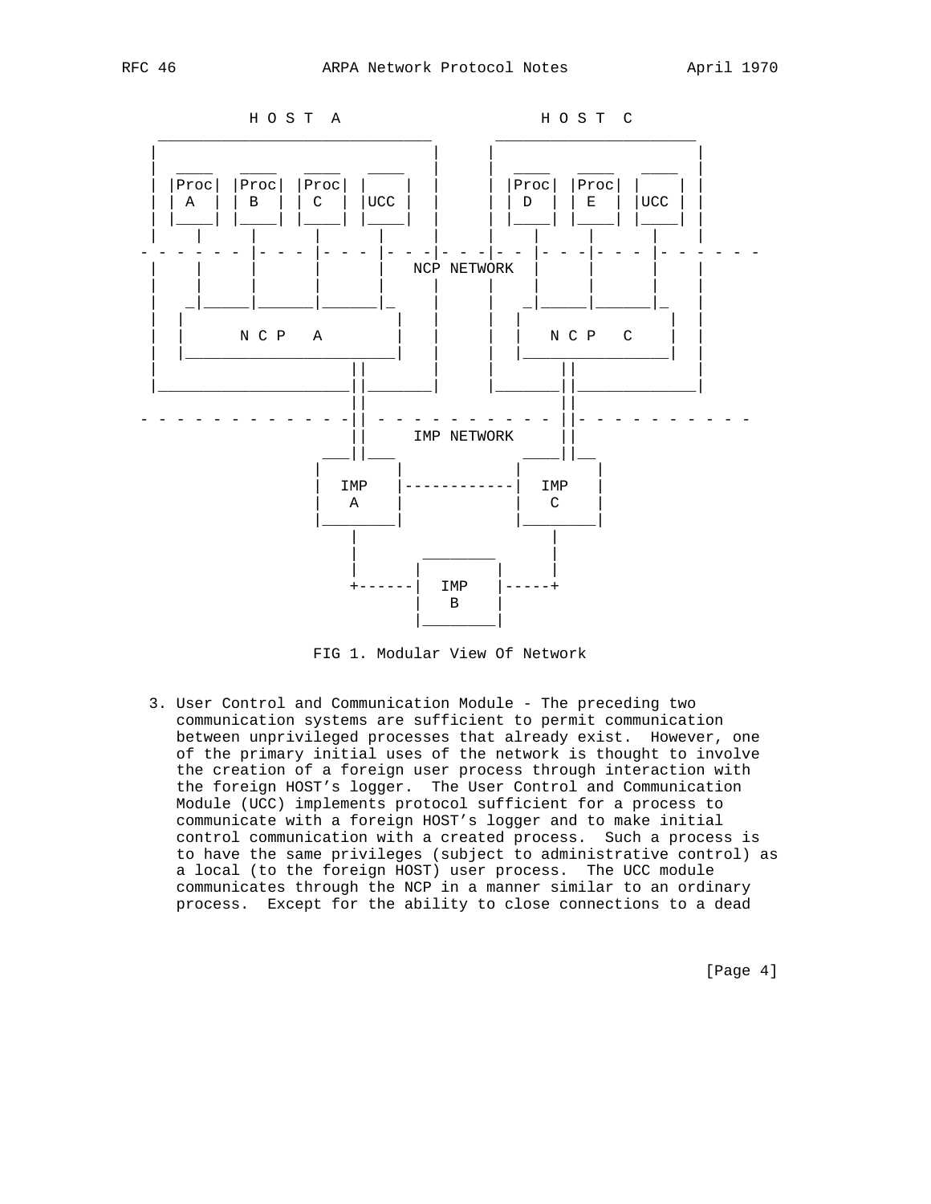```
           H O S T  A                  H O S T  C
     ______________________________   ______________________
    |                              | |                      |
    |  ____   ____   ____   ____   | |  ____   ____   ____  |
    | |Proc| |Proc| |Proc| |    |  | | |Proc| |Proc| |    | |
    | | A  | | B  | | C  | |UCC |  | | | D  | | E  | |UCC | |
    | |____| |____| |____| |____|  | | |____| |____| |____| |
    |    |      |      |      |    | |    |      |      |   |
- - - - - - |- - - |- - - |- - - |- - -|- - -|- - |- - -|- - - |- - - - - -
    |    |      |      |      |  NCP NETWORK |    |      |   |
    |    |      |      |      |    | |    |      |      |   |
    |   _|______|______|______|_   | |   _|______|______|_  |
    |  |                        |  | |  |                 | |
    |  |      N C P   A         |  | |  |   N C P   C     | |
    |  |________________________|  | |  |_________________| |
    |                 ||           | |          ||          |
    |_________________||___________| |__________||__________|
                      ||                        ||
- - - - - - - - - - - || - - - - - - - - - - - ||- - - - - - - - - -
                      ||     IMP NETWORK        ||
                   ___||___                 ____||__
                  |        |               |        |
                  |  IMP   |---------------|  IMP   |
                  |   A    |               |   C    |
                  |________|               |________|
                      |                        |
                      |       ________         |
                      |      |        |        |
                      +------|  IMP   |--------+
                             |   B    |
                             |________|
```

FIG 1. Modular View Of Network

3. User Control and Communication Module - The preceding two communication systems are sufficient to permit communication between unprivileged processes that already exist. However, one of the primary initial uses of the network is thought to involve the creation of a foreign user process through interaction with the foreign HOST's logger. The User Control and Communication Module (UCC) implements protocol sufficient for a process to communicate with a foreign HOST's logger and to make initial control communication with a created process. Such a process is to have the same privileges (subject to administrative control) as a local (to the foreign HOST) user process. The UCC module communicates through the NCP in a manner similar to an ordinary process. Except for the ability to close connections to a dead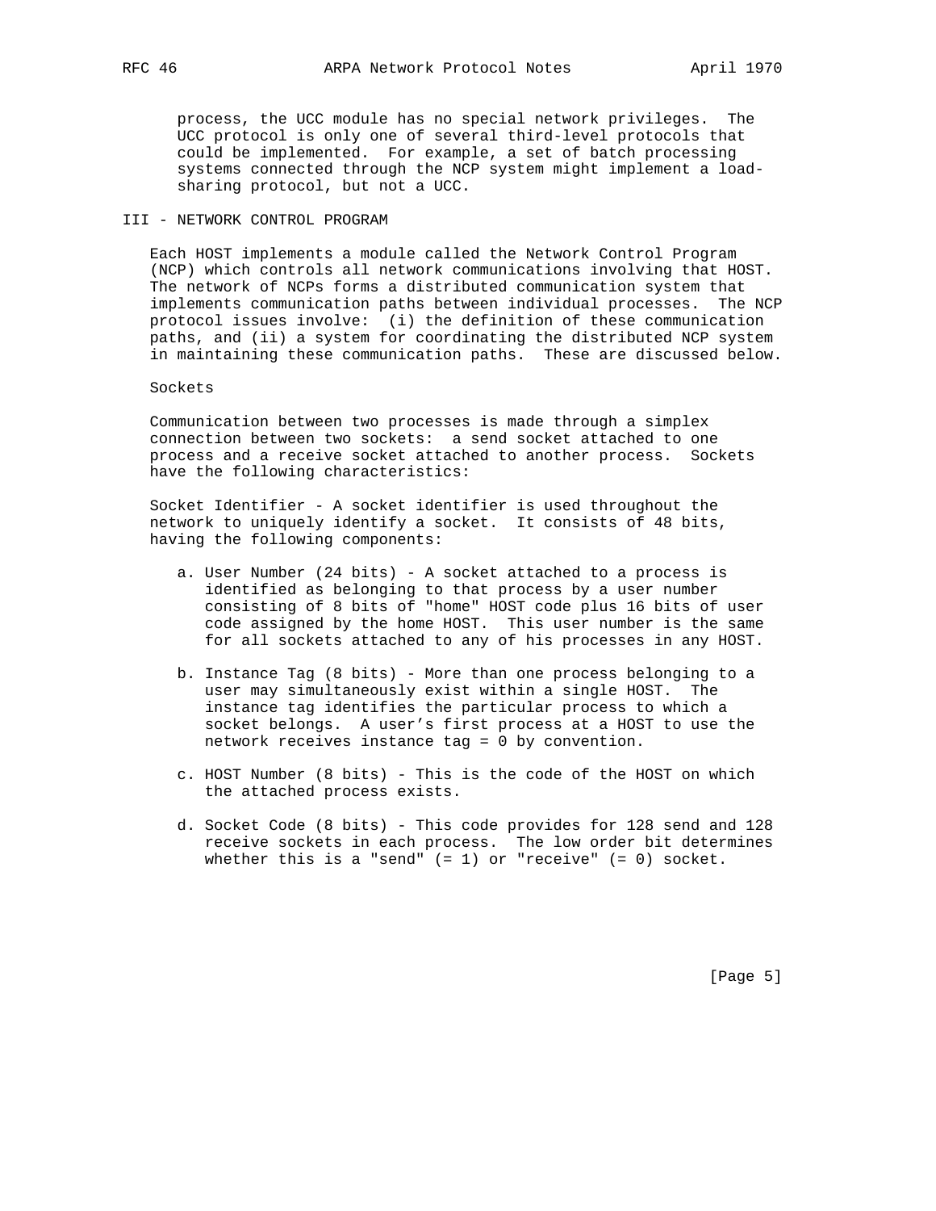process, the UCC module has no special network privileges. The UCC protocol is only one of several third-level protocols that could be implemented. For example, a set of batch processing systems connected through the NCP system might implement a load-sharing protocol, but not a UCC.

## III - NETWORK CONTROL PROGRAM

Each HOST implements a module called the Network Control Program (NCP) which controls all network communications involving that HOST. The network of NCPs forms a distributed communication system that implements communication paths between individual processes. The NCP protocol issues involve: (i) the definition of these communication paths, and (ii) a system for coordinating the distributed NCP system in maintaining these communication paths. These are discussed below.

### Sockets

Communication between two processes is made through a simplex connection between two sockets: a send socket attached to one process and a receive socket attached to another process. Sockets have the following characteristics:

Socket Identifier - A socket identifier is used throughout the network to uniquely identify a socket. It consists of 48 bits, having the following components:

a. User Number (24 bits) - A socket attached to a process is identified as belonging to that process by a user number consisting of 8 bits of "home" HOST code plus 16 bits of user code assigned by the home HOST. This user number is the same for all sockets attached to any of his processes in any HOST.

b. Instance Tag (8 bits) - More than one process belonging to a user may simultaneously exist within a single HOST. The instance tag identifies the particular process to which a socket belongs. A user's first process at a HOST to use the network receives instance tag = 0 by convention.

c. HOST Number (8 bits) - This is the code of the HOST on which the attached process exists.

d. Socket Code (8 bits) - This code provides for 128 send and 128 receive sockets in each process. The low order bit determines whether this is a "send" (= 1) or "receive" (= 0) socket.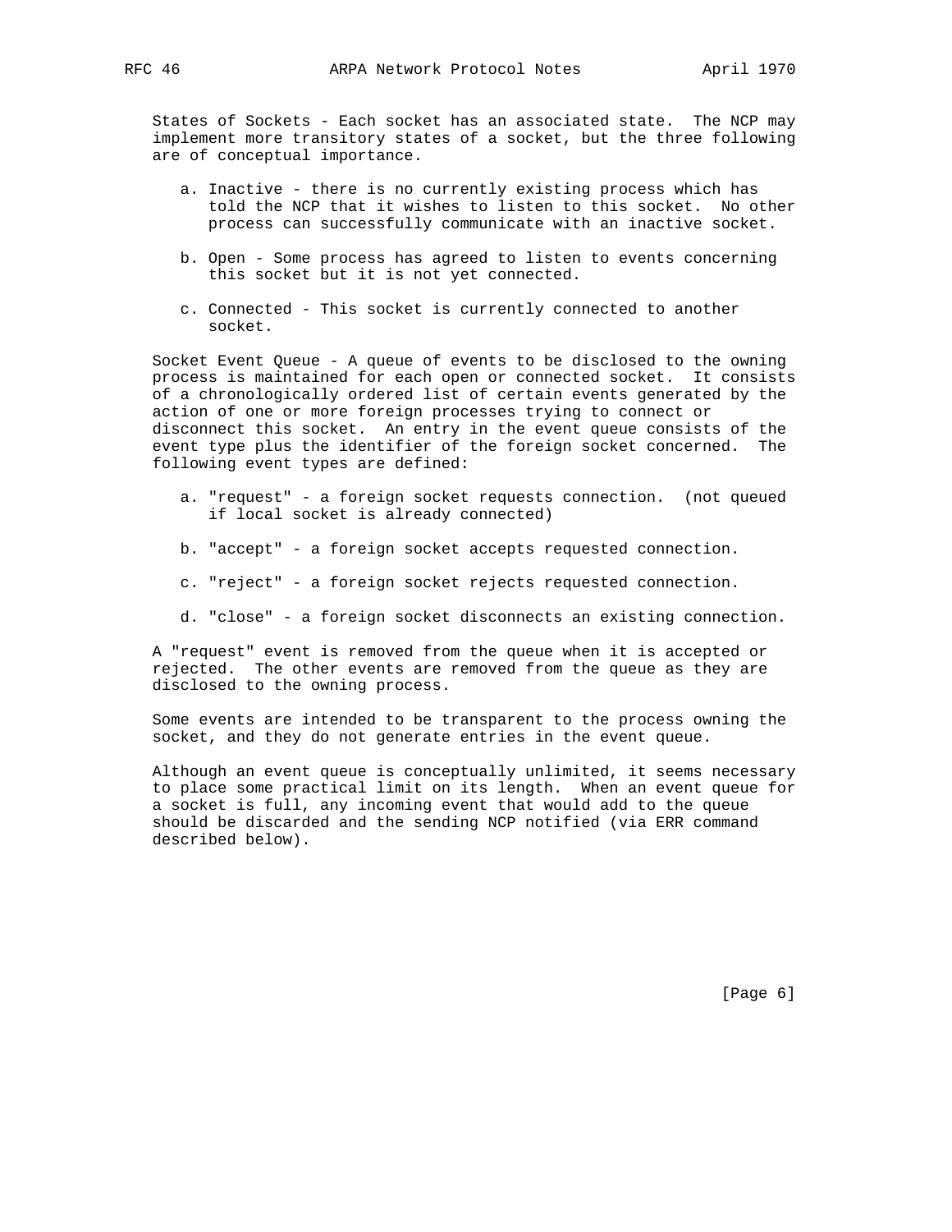States of Sockets - Each socket has an associated state. The NCP may implement more transitory states of a socket, but the three following are of conceptual importance.

a. Inactive - there is no currently existing process which has told the NCP that it wishes to listen to this socket. No other process can successfully communicate with an inactive socket.

b. Open - Some process has agreed to listen to events concerning this socket but it is not yet connected.

c. Connected - This socket is currently connected to another socket.

Socket Event Queue - A queue of events to be disclosed to the owning process is maintained for each open or connected socket. It consists of a chronologically ordered list of certain events generated by the action of one or more foreign processes trying to connect or disconnect this socket. An entry in the event queue consists of the event type plus the identifier of the foreign socket concerned. The following event types are defined:

a. "request" - a foreign socket requests connection. (not queued if local socket is already connected)

b. "accept" - a foreign socket accepts requested connection.

c. "reject" - a foreign socket rejects requested connection.

d. "close" - a foreign socket disconnects an existing connection.

A "request" event is removed from the queue when it is accepted or rejected. The other events are removed from the queue as they are disclosed to the owning process.

Some events are intended to be transparent to the process owning the socket, and they do not generate entries in the event queue.

Although an event queue is conceptually unlimited, it seems necessary to place some practical limit on its length. When an event queue for a socket is full, any incoming event that would add to the queue should be discarded and the sending NCP notified (via ERR command described below).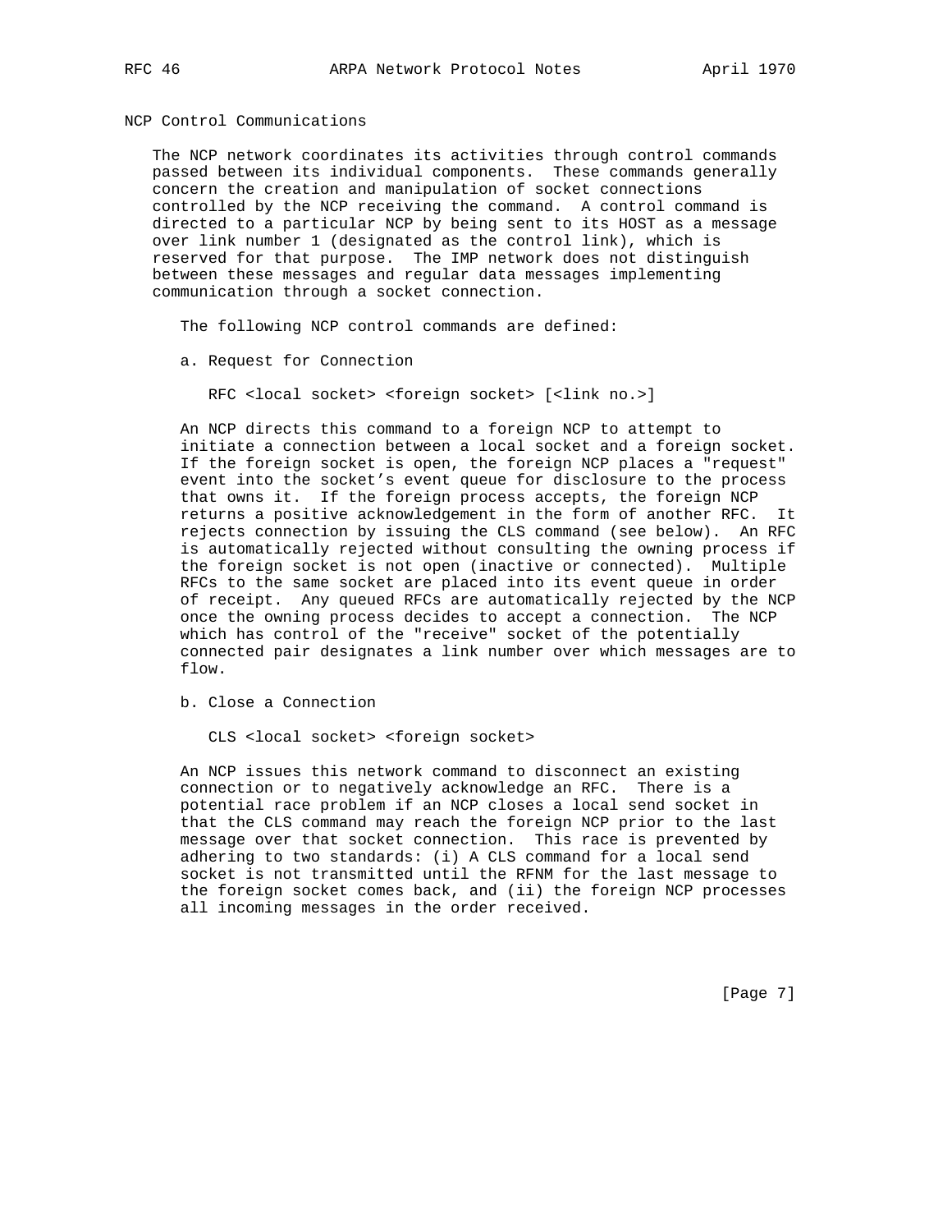## NCP Control Communications

The NCP network coordinates its activities through control commands passed between its individual components. These commands generally concern the creation and manipulation of socket connections controlled by the NCP receiving the command. A control command is directed to a particular NCP by being sent to its HOST as a message over link number 1 (designated as the control link), which is reserved for that purpose. The IMP network does not distinguish between these messages and regular data messages implementing communication through a socket connection.

The following NCP control commands are defined:

a. Request for Connection

```
RFC <local socket> <foreign socket> [<link no.>]
```

An NCP directs this command to a foreign NCP to attempt to initiate a connection between a local socket and a foreign socket. If the foreign socket is open, the foreign NCP places a "request" event into the socket's event queue for disclosure to the process that owns it. If the foreign process accepts, the foreign NCP returns a positive acknowledgement in the form of another RFC. It rejects connection by issuing the CLS command (see below). An RFC is automatically rejected without consulting the owning process if the foreign socket is not open (inactive or connected). Multiple RFCs to the same socket are placed into its event queue in order of receipt. Any queued RFCs are automatically rejected by the NCP once the owning process decides to accept a connection. The NCP which has control of the "receive" socket of the potentially connected pair designates a link number over which messages are to flow.

b. Close a Connection

```
CLS <local socket> <foreign socket>
```

An NCP issues this network command to disconnect an existing connection or to negatively acknowledge an RFC. There is a potential race problem if an NCP closes a local send socket in that the CLS command may reach the foreign NCP prior to the last message over that socket connection. This race is prevented by adhering to two standards: (i) A CLS command for a local send socket is not transmitted until the RFNM for the last message to the foreign socket comes back, and (ii) the foreign NCP processes all incoming messages in the order received.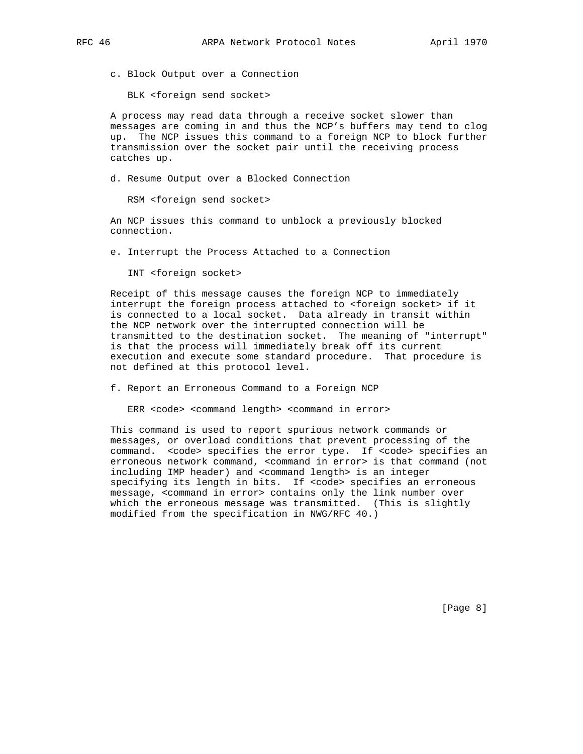c. Block Output over a Connection

```
BLK <foreign send socket>
```

A process may read data through a receive socket slower than messages are coming in and thus the NCP's buffers may tend to clog up. The NCP issues this command to a foreign NCP to block further transmission over the socket pair until the receiving process catches up.

d. Resume Output over a Blocked Connection

```
RSM <foreign send socket>
```

An NCP issues this command to unblock a previously blocked connection.

e. Interrupt the Process Attached to a Connection

```
INT <foreign socket>
```

Receipt of this message causes the foreign NCP to immediately interrupt the foreign process attached to <foreign socket> if it is connected to a local socket. Data already in transit within the NCP network over the interrupted connection will be transmitted to the destination socket. The meaning of "interrupt" is that the process will immediately break off its current execution and execute some standard procedure. That procedure is not defined at this protocol level.

f. Report an Erroneous Command to a Foreign NCP

```
ERR <code> <command length> <command in error>
```

This command is used to report spurious network commands or messages, or overload conditions that prevent processing of the command. <code> specifies the error type. If <code> specifies an erroneous network command, <command in error> is that command (not including IMP header) and <command length> is an integer specifying its length in bits. If <code> specifies an erroneous message, <command in error> contains only the link number over which the erroneous message was transmitted. (This is slightly modified from the specification in NWG/RFC 40.)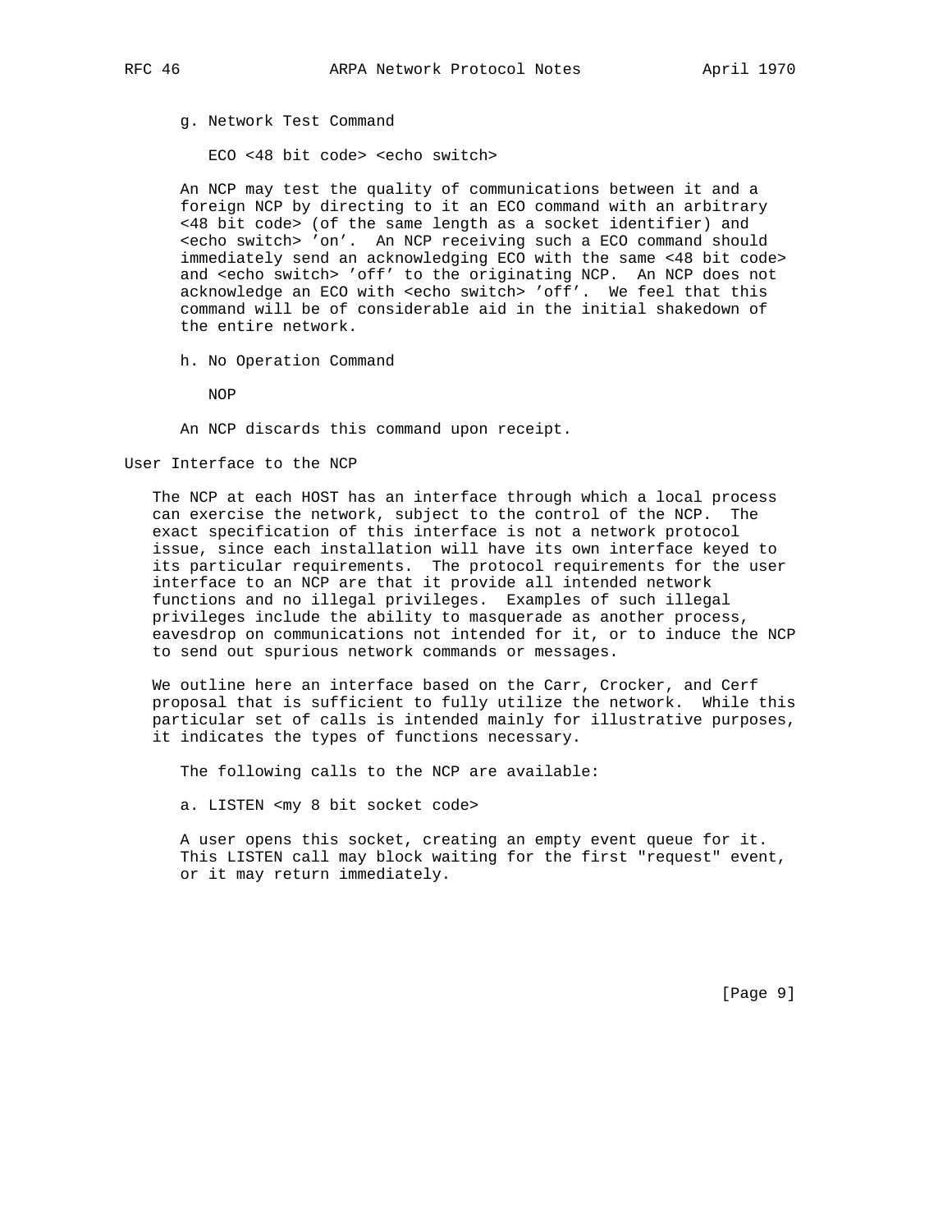g. Network Test Command

ECO <48 bit code> <echo switch>

An NCP may test the quality of communications between it and a foreign NCP by directing to it an ECO command with an arbitrary <48 bit code> (of the same length as a socket identifier) and <echo switch> 'on'. An NCP receiving such a ECO command should immediately send an acknowledging ECO with the same <48 bit code> and <echo switch> 'off' to the originating NCP. An NCP does not acknowledge an ECO with <echo switch> 'off'. We feel that this command will be of considerable aid in the initial shakedown of the entire network.

h. No Operation Command

NOP

An NCP discards this command upon receipt.

## User Interface to the NCP

The NCP at each HOST has an interface through which a local process can exercise the network, subject to the control of the NCP. The exact specification of this interface is not a network protocol issue, since each installation will have its own interface keyed to its particular requirements. The protocol requirements for the user interface to an NCP are that it provide all intended network functions and no illegal privileges. Examples of such illegal privileges include the ability to masquerade as another process, eavesdrop on communications not intended for it, or to induce the NCP to send out spurious network commands or messages.

We outline here an interface based on the Carr, Crocker, and Cerf proposal that is sufficient to fully utilize the network. While this particular set of calls is intended mainly for illustrative purposes, it indicates the types of functions necessary.

The following calls to the NCP are available:

a. LISTEN <my 8 bit socket code>

A user opens this socket, creating an empty event queue for it. This LISTEN call may block waiting for the first "request" event, or it may return immediately.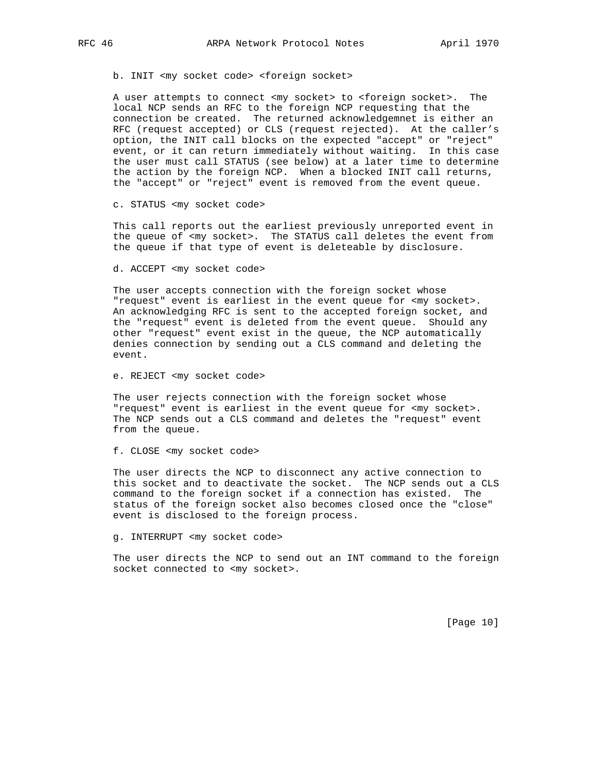b. INIT <my socket code> <foreign socket>

A user attempts to connect <my socket> to <foreign socket>. The local NCP sends an RFC to the foreign NCP requesting that the connection be created. The returned acknowledgemnet is either an RFC (request accepted) or CLS (request rejected). At the caller's option, the INIT call blocks on the expected "accept" or "reject" event, or it can return immediately without waiting. In this case the user must call STATUS (see below) at a later time to determine the action by the foreign NCP. When a blocked INIT call returns, the "accept" or "reject" event is removed from the event queue.

c. STATUS <my socket code>

This call reports out the earliest previously unreported event in the queue of <my socket>. The STATUS call deletes the event from the queue if that type of event is deleteable by disclosure.

d. ACCEPT <my socket code>

The user accepts connection with the foreign socket whose "request" event is earliest in the event queue for <my socket>. An acknowledging RFC is sent to the accepted foreign socket, and the "request" event is deleted from the event queue. Should any other "request" event exist in the queue, the NCP automatically denies connection by sending out a CLS command and deleting the event.

e. REJECT <my socket code>

The user rejects connection with the foreign socket whose "request" event is earliest in the event queue for <my socket>. The NCP sends out a CLS command and deletes the "request" event from the queue.

f. CLOSE <my socket code>

The user directs the NCP to disconnect any active connection to this socket and to deactivate the socket. The NCP sends out a CLS command to the foreign socket if a connection has existed. The status of the foreign socket also becomes closed once the "close" event is disclosed to the foreign process.

g. INTERRUPT <my socket code>

The user directs the NCP to send out an INT command to the foreign socket connected to <my socket>.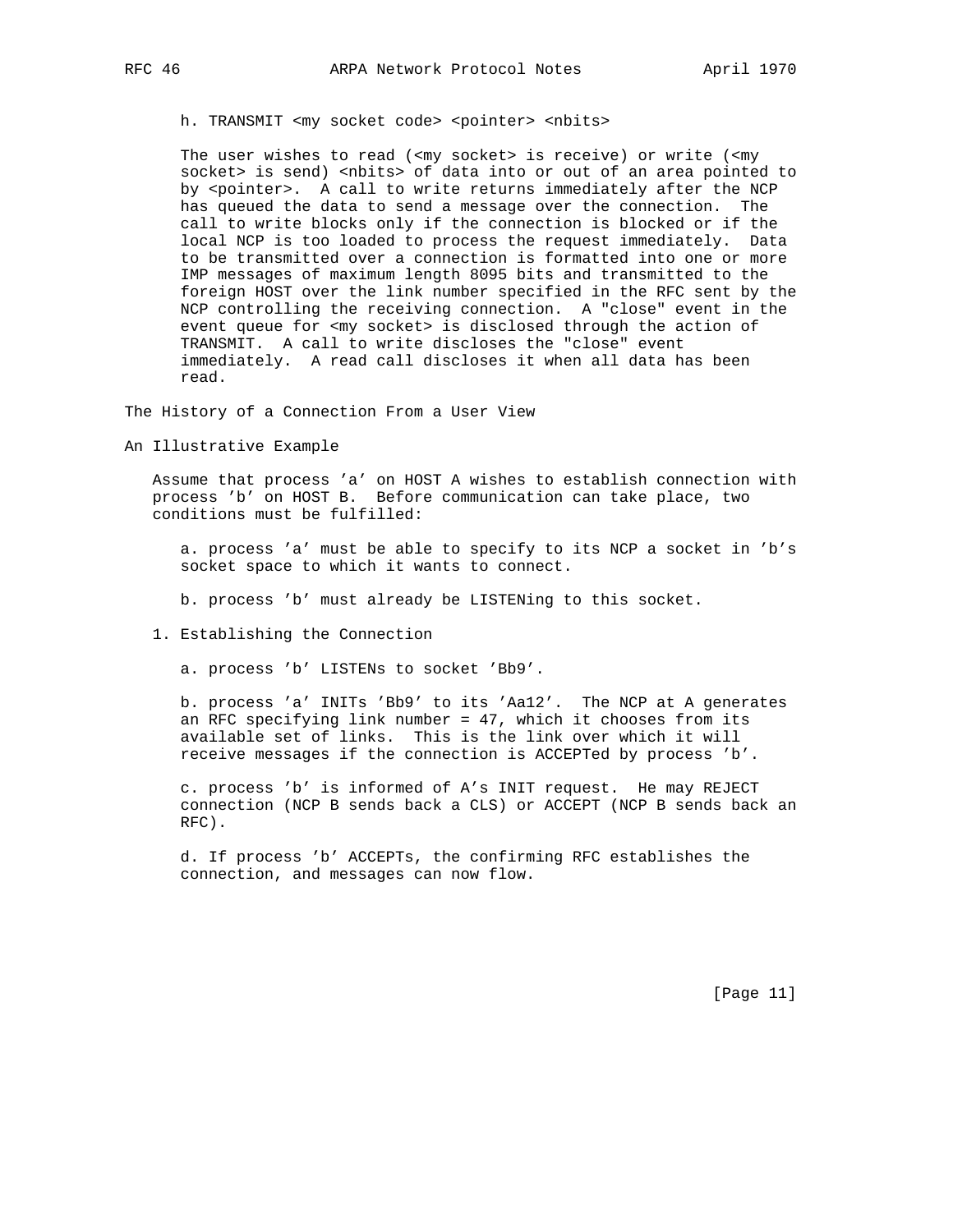h. TRANSMIT <my socket code> <pointer> <nbits>

The user wishes to read (<my socket> is receive) or write (<my socket> is send) <nbits> of data into or out of an area pointed to by <pointer>. A call to write returns immediately after the NCP has queued the data to send a message over the connection. The call to write blocks only if the connection is blocked or if the local NCP is too loaded to process the request immediately. Data to be transmitted over a connection is formatted into one or more IMP messages of maximum length 8095 bits and transmitted to the foreign HOST over the link number specified in the RFC sent by the NCP controlling the receiving connection. A "close" event in the event queue for <my socket> is disclosed through the action of TRANSMIT. A call to write discloses the "close" event immediately. A read call discloses it when all data has been read.

## The History of a Connection From a User View

## An Illustrative Example

Assume that process 'a' on HOST A wishes to establish connection with process 'b' on HOST B. Before communication can take place, two conditions must be fulfilled:

a. process 'a' must be able to specify to its NCP a socket in 'b's socket space to which it wants to connect.

b. process 'b' must already be LISTENing to this socket.

### 1. Establishing the Connection

a. process 'b' LISTENs to socket 'Bb9'.

b. process 'a' INITs 'Bb9' to its 'Aa12'. The NCP at A generates an RFC specifying link number = 47, which it chooses from its available set of links. This is the link over which it will receive messages if the connection is ACCEPTed by process 'b'.

c. process 'b' is informed of A's INIT request. He may REJECT connection (NCP B sends back a CLS) or ACCEPT (NCP B sends back an RFC).

d. If process 'b' ACCEPTs, the confirming RFC establishes the connection, and messages can now flow.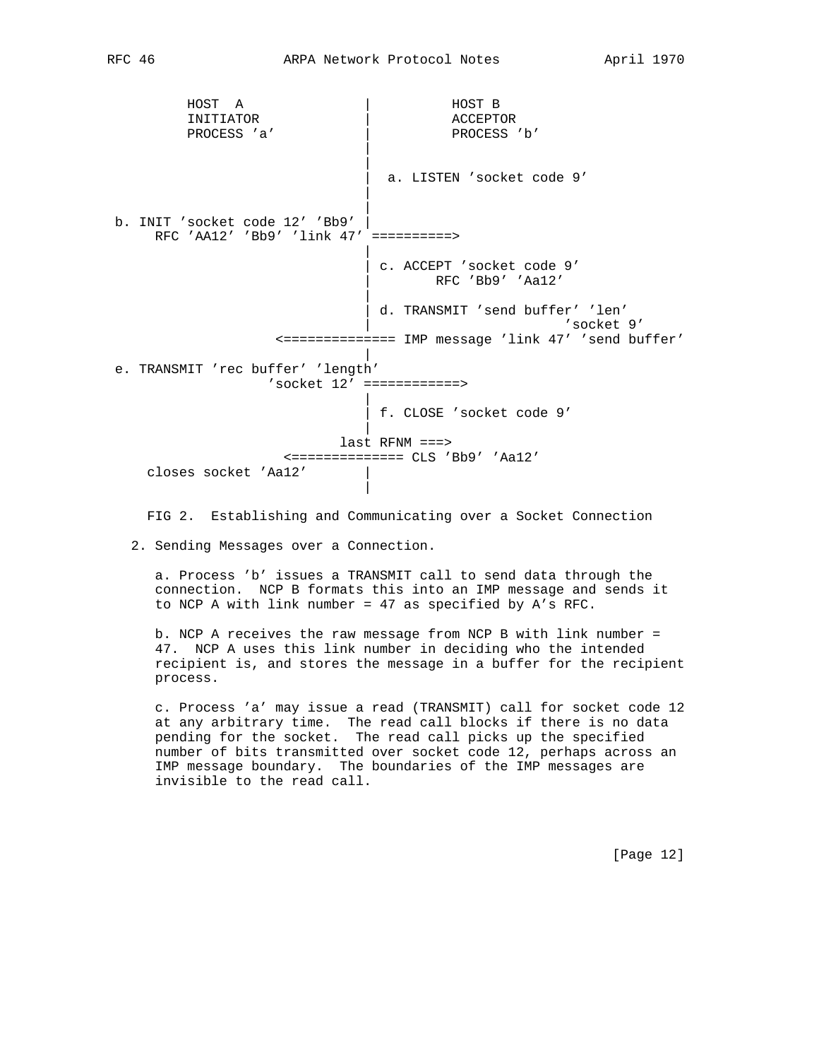```
         HOST  A                 |           HOST B
         INITIATOR               |           ACCEPTOR
         PROCESS 'a'             |           PROCESS 'b'
                                 |
                                 |
                                 |  a. LISTEN 'socket code 9'
                                 |
                                 |
 b. INIT 'socket code 12' 'Bb9'  |
      RFC 'AA12' 'Bb9' 'link 47' ==========>
                                 |
                                 | c. ACCEPT 'socket code 9'
                                 |        RFC 'Bb9' 'Aa12'
                                 |
                                 | d. TRANSMIT 'send buffer' 'len'
                                 |                         'socket 9'
                    <============== IMP message 'link 47' 'send buffer'
                                 |
 e. TRANSMIT 'rec buffer' 'length'
                 'socket 12' ============>
                                 |
                                 | f. CLOSE 'socket code 9'
                                 |
                            last RFNM ===>
                     <============== CLS 'Bb9' 'Aa12'
    closes socket 'Aa12'         |
                                 |
```

FIG 2.  Establishing and Communicating over a Socket Connection

2. Sending Messages over a Connection.

a. Process 'b' issues a TRANSMIT call to send data through the connection. NCP B formats this into an IMP message and sends it to NCP A with link number = 47 as specified by A's RFC.

b. NCP A receives the raw message from NCP B with link number = 47. NCP A uses this link number in deciding who the intended recipient is, and stores the message in a buffer for the recipient process.

c. Process 'a' may issue a read (TRANSMIT) call for socket code 12 at any arbitrary time. The read call blocks if there is no data pending for the socket. The read call picks up the specified number of bits transmitted over socket code 12, perhaps across an IMP message boundary. The boundaries of the IMP messages are invisible to the read call.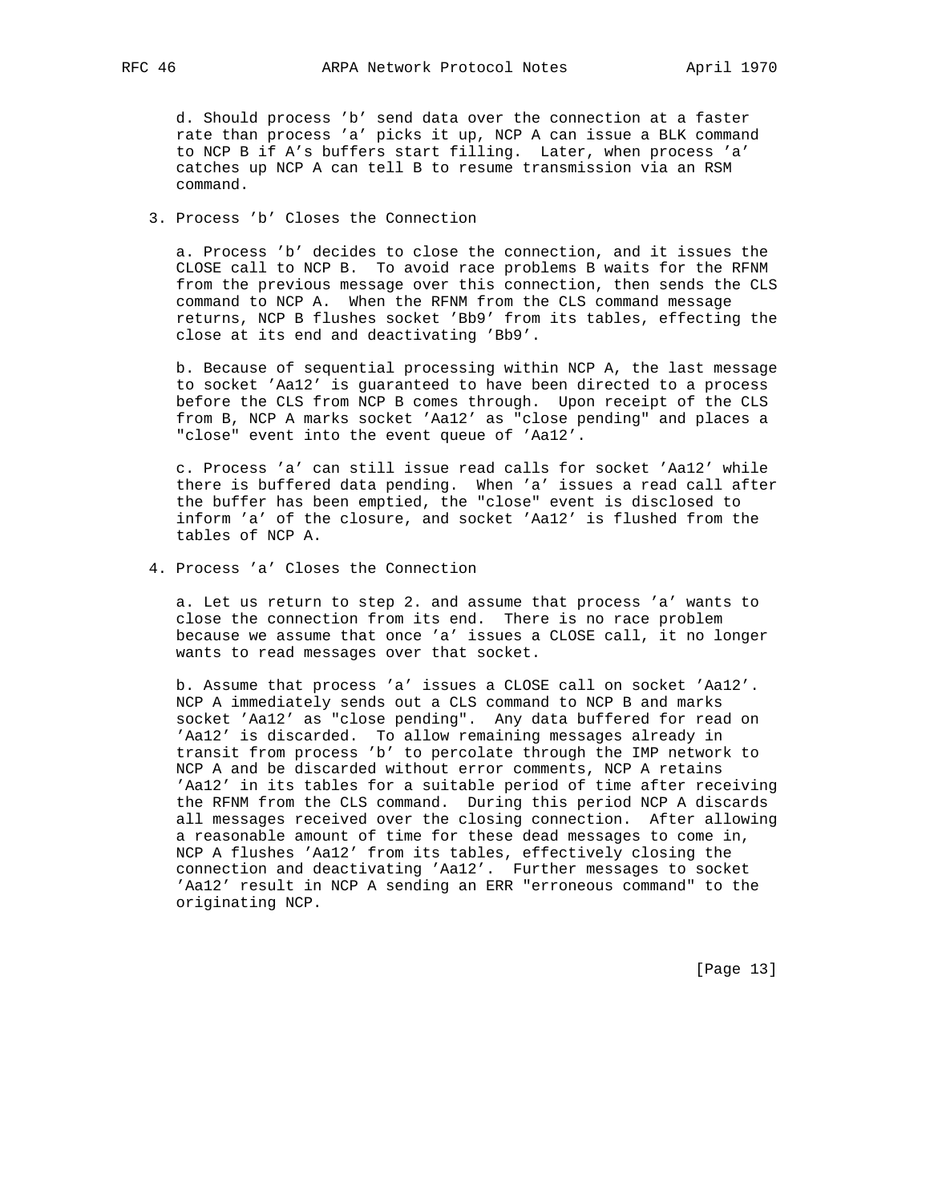d. Should process 'b' send data over the connection at a faster rate than process 'a' picks it up, NCP A can issue a BLK command to NCP B if A's buffers start filling. Later, when process 'a' catches up NCP A can tell B to resume transmission via an RSM command.

3. Process 'b' Closes the Connection

a. Process 'b' decides to close the connection, and it issues the CLOSE call to NCP B. To avoid race problems B waits for the RFNM from the previous message over this connection, then sends the CLS command to NCP A. When the RFNM from the CLS command message returns, NCP B flushes socket 'Bb9' from its tables, effecting the close at its end and deactivating 'Bb9'.

b. Because of sequential processing within NCP A, the last message to socket 'Aa12' is guaranteed to have been directed to a process before the CLS from NCP B comes through. Upon receipt of the CLS from B, NCP A marks socket 'Aa12' as "close pending" and places a "close" event into the event queue of 'Aa12'.

c. Process 'a' can still issue read calls for socket 'Aa12' while there is buffered data pending. When 'a' issues a read call after the buffer has been emptied, the "close" event is disclosed to inform 'a' of the closure, and socket 'Aa12' is flushed from the tables of NCP A.

4. Process 'a' Closes the Connection

a. Let us return to step 2. and assume that process 'a' wants to close the connection from its end. There is no race problem because we assume that once 'a' issues a CLOSE call, it no longer wants to read messages over that socket.

b. Assume that process 'a' issues a CLOSE call on socket 'Aa12'. NCP A immediately sends out a CLS command to NCP B and marks socket 'Aa12' as "close pending". Any data buffered for read on 'Aa12' is discarded. To allow remaining messages already in transit from process 'b' to percolate through the IMP network to NCP A and be discarded without error comments, NCP A retains 'Aa12' in its tables for a suitable period of time after receiving the RFNM from the CLS command. During this period NCP A discards all messages received over the closing connection. After allowing a reasonable amount of time for these dead messages to come in, NCP A flushes 'Aa12' from its tables, effectively closing the connection and deactivating 'Aa12'. Further messages to socket 'Aa12' result in NCP A sending an ERR "erroneous command" to the originating NCP.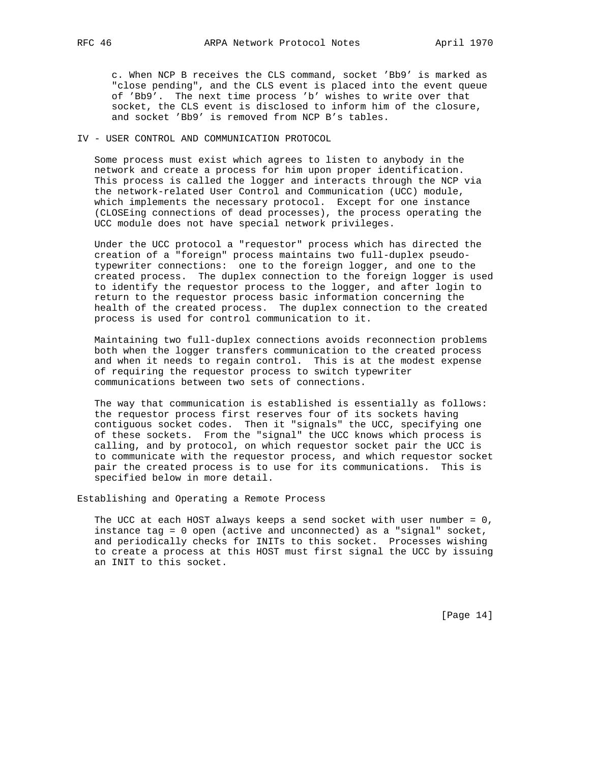c. When NCP B receives the CLS command, socket 'Bb9' is marked as "close pending", and the CLS event is placed into the event queue of 'Bb9'. The next time process 'b' wishes to write over that socket, the CLS event is disclosed to inform him of the closure, and socket 'Bb9' is removed from NCP B's tables.

## IV - USER CONTROL AND COMMUNICATION PROTOCOL

Some process must exist which agrees to listen to anybody in the network and create a process for him upon proper identification. This process is called the logger and interacts through the NCP via the network-related User Control and Communication (UCC) module, which implements the necessary protocol. Except for one instance (CLOSEing connections of dead processes), the process operating the UCC module does not have special network privileges.

Under the UCC protocol a "requestor" process which has directed the creation of a "foreign" process maintains two full-duplex pseudo-typewriter connections: one to the foreign logger, and one to the created process. The duplex connection to the foreign logger is used to identify the requestor process to the logger, and after login to return to the requestor process basic information concerning the health of the created process. The duplex connection to the created process is used for control communication to it.

Maintaining two full-duplex connections avoids reconnection problems both when the logger transfers communication to the created process and when it needs to regain control. This is at the modest expense of requiring the requestor process to switch typewriter communications between two sets of connections.

The way that communication is established is essentially as follows: the requestor process first reserves four of its sockets having contiguous socket codes. Then it "signals" the UCC, specifying one of these sockets. From the "signal" the UCC knows which process is calling, and by protocol, on which requestor socket pair the UCC is to communicate with the requestor process, and which requestor socket pair the created process is to use for its communications. This is specified below in more detail.

### Establishing and Operating a Remote Process

The UCC at each HOST always keeps a send socket with user number = 0, instance tag = 0 open (active and unconnected) as a "signal" socket, and periodically checks for INITs to this socket. Processes wishing to create a process at this HOST must first signal the UCC by issuing an INIT to this socket.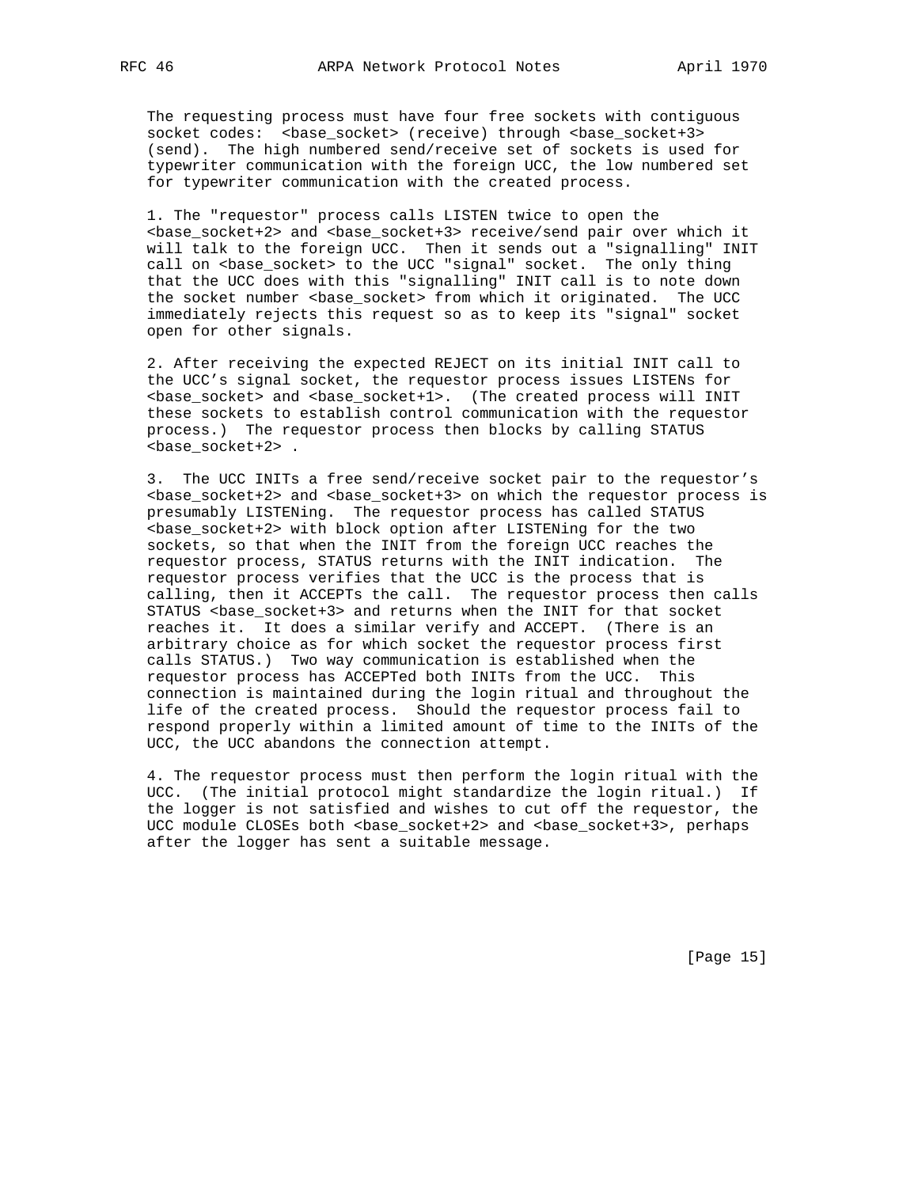The requesting process must have four free sockets with contiguous socket codes: <base_socket> (receive) through <base_socket+3> (send). The high numbered send/receive set of sockets is used for typewriter communication with the foreign UCC, the low numbered set for typewriter communication with the created process.

1. The "requestor" process calls LISTEN twice to open the <base_socket+2> and <base_socket+3> receive/send pair over which it will talk to the foreign UCC. Then it sends out a "signalling" INIT call on <base_socket> to the UCC "signal" socket. The only thing that the UCC does with this "signalling" INIT call is to note down the socket number <base_socket> from which it originated. The UCC immediately rejects this request so as to keep its "signal" socket open for other signals.

2. After receiving the expected REJECT on its initial INIT call to the UCC's signal socket, the requestor process issues LISTENs for <base_socket> and <base_socket+1>. (The created process will INIT these sockets to establish control communication with the requestor process.) The requestor process then blocks by calling STATUS <base_socket+2> .

3. The UCC INITs a free send/receive socket pair to the requestor's <base_socket+2> and <base_socket+3> on which the requestor process is presumably LISTENing. The requestor process has called STATUS <base_socket+2> with block option after LISTENing for the two sockets, so that when the INIT from the foreign UCC reaches the requestor process, STATUS returns with the INIT indication. The requestor process verifies that the UCC is the process that is calling, then it ACCEPTs the call. The requestor process then calls STATUS <base_socket+3> and returns when the INIT for that socket reaches it. It does a similar verify and ACCEPT. (There is an arbitrary choice as for which socket the requestor process first calls STATUS.) Two way communication is established when the requestor process has ACCEPTed both INITs from the UCC. This connection is maintained during the login ritual and throughout the life of the created process. Should the requestor process fail to respond properly within a limited amount of time to the INITs of the UCC, the UCC abandons the connection attempt.

4. The requestor process must then perform the login ritual with the UCC. (The initial protocol might standardize the login ritual.) If the logger is not satisfied and wishes to cut off the requestor, the UCC module CLOSEs both <base_socket+2> and <base_socket+3>, perhaps after the logger has sent a suitable message.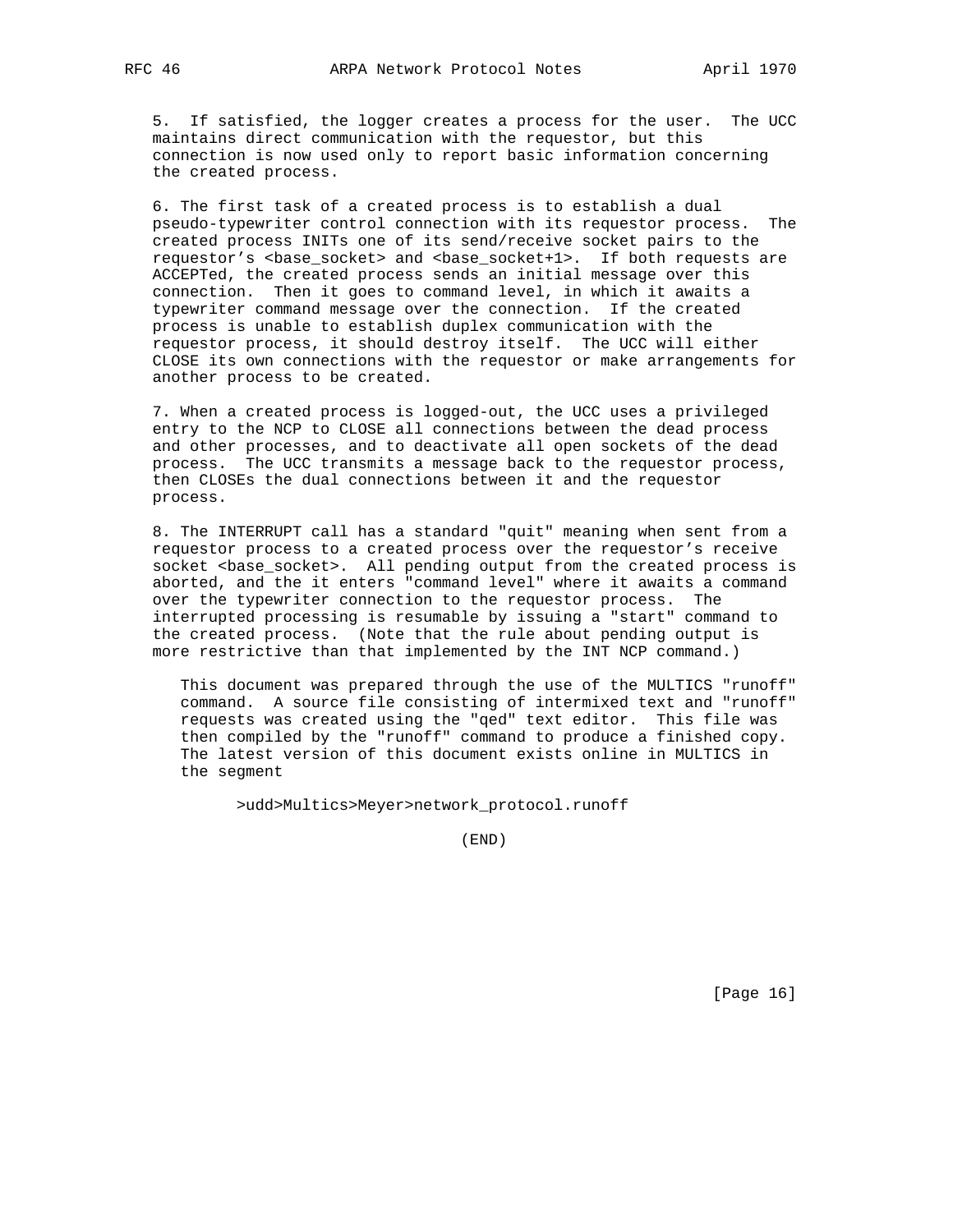5. If satisfied, the logger creates a process for the user. The UCC maintains direct communication with the requestor, but this connection is now used only to report basic information concerning the created process.

6. The first task of a created process is to establish a dual pseudo-typewriter control connection with its requestor process. The created process INITs one of its send/receive socket pairs to the requestor's <base_socket> and <base_socket+1>. If both requests are ACCEPTed, the created process sends an initial message over this connection. Then it goes to command level, in which it awaits a typewriter command message over the connection. If the created process is unable to establish duplex communication with the requestor process, it should destroy itself. The UCC will either CLOSE its own connections with the requestor or make arrangements for another process to be created.

7. When a created process is logged-out, the UCC uses a privileged entry to the NCP to CLOSE all connections between the dead process and other processes, and to deactivate all open sockets of the dead process. The UCC transmits a message back to the requestor process, then CLOSEs the dual connections between it and the requestor process.

8. The INTERRUPT call has a standard "quit" meaning when sent from a requestor process to a created process over the requestor's receive socket <base_socket>. All pending output from the created process is aborted, and the it enters "command level" where it awaits a command over the typewriter connection to the requestor process. The interrupted processing is resumable by issuing a "start" command to the created process. (Note that the rule about pending output is more restrictive than that implemented by the INT NCP command.)

This document was prepared through the use of the MULTICS "runoff" command. A source file consisting of intermixed text and "runoff" requests was created using the "qed" text editor. This file was then compiled by the "runoff" command to produce a finished copy. The latest version of this document exists online in MULTICS in the segment

```
>udd>Multics>Meyer>network_protocol.runoff
```

(END)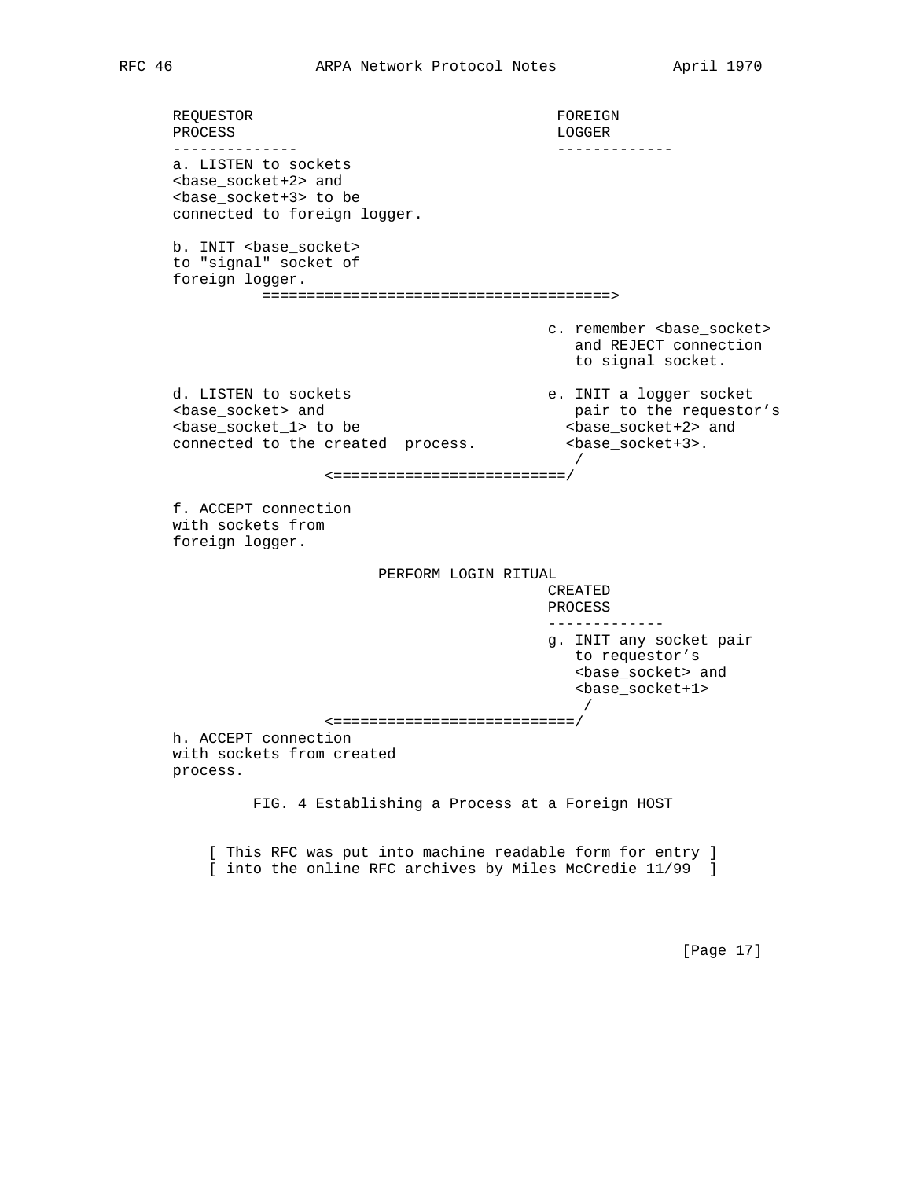```
REQUESTOR                                  FOREIGN
PROCESS                                    LOGGER
-------------                              -------------
a. LISTEN to sockets
<base_socket+2> and
<base_socket+3> to be
connected to foreign logger.

b. INIT <base_socket>
to "signal" socket of
foreign logger.
          ======================================>

                                          c. remember <base_socket>
                                             and REJECT connection
                                             to signal socket.

d. LISTEN to sockets                      e. INIT a logger socket
<base_socket> and                            pair to the requestor’s
<base_socket_1> to be                       <base_socket+2> and
connected to the created  process.          <base_socket+3>.
                                             /
                <==========================/

f. ACCEPT connection
with sockets from
foreign logger.

                       PERFORM LOGIN RITUAL
                                          CREATED
                                          PROCESS
                                          -------------
                                          g. INIT any socket pair
                                             to requestor’s
                                             <base_socket> and
                                             <base_socket+1>
                                              /
                <===========================/
h. ACCEPT connection
with sockets from created
process.
```

FIG. 4 Establishing a Process at a Foreign HOST

[ This RFC was put into machine readable form for entry ]
[ into the online RFC archives by Miles McCredie 11/99 ]